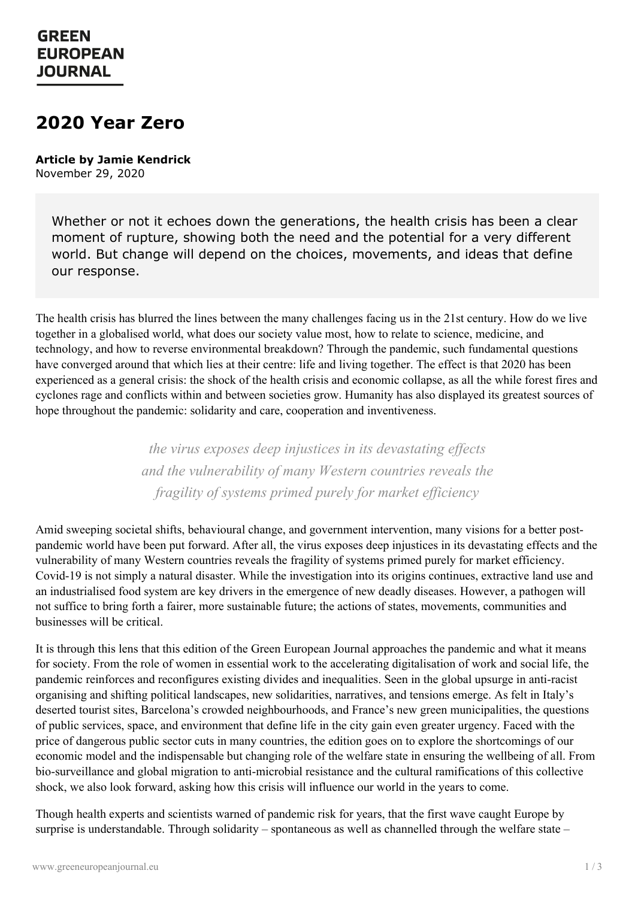# 2020 Year Zero

**Article by Jamie Kendrick**
November 29, 2020

> Whether or not it echoes down the generations, the health crisis has been a clear moment of rupture, showing both the need and the potential for a very different world. But change will depend on the choices, movements, and ideas that define our response.

The health crisis has blurred the lines between the many challenges facing us in the 21st century. How do we live together in a globalised world, what does our society value most, how to relate to science, medicine, and technology, and how to reverse environmental breakdown? Through the pandemic, such fundamental questions have converged around that which lies at their centre: life and living together. The effect is that 2020 has been experienced as a general crisis: the shock of the health crisis and economic collapse, as all the while forest fires and cyclones rage and conflicts within and between societies grow. Humanity has also displayed its greatest sources of hope throughout the pandemic: solidarity and care, cooperation and inventiveness.

*the virus exposes deep injustices in its devastating effects and the vulnerability of many Western countries reveals the fragility of systems primed purely for market efficiency*

Amid sweeping societal shifts, behavioural change, and government intervention, many visions for a better post-pandemic world have been put forward. After all, the virus exposes deep injustices in its devastating effects and the vulnerability of many Western countries reveals the fragility of systems primed purely for market efficiency. Covid-19 is not simply a natural disaster. While the investigation into its origins continues, extractive land use and an industrialised food system are key drivers in the emergence of new deadly diseases. However, a pathogen will not suffice to bring forth a fairer, more sustainable future; the actions of states, movements, communities and businesses will be critical.

It is through this lens that this edition of the Green European Journal approaches the pandemic and what it means for society. From the role of women in essential work to the accelerating digitalisation of work and social life, the pandemic reinforces and reconfigures existing divides and inequalities. Seen in the global upsurge in anti-racist organising and shifting political landscapes, new solidarities, narratives, and tensions emerge. As felt in Italy's deserted tourist sites, Barcelona's crowded neighbourhoods, and France's new green municipalities, the questions of public services, space, and environment that define life in the city gain even greater urgency. Faced with the price of dangerous public sector cuts in many countries, the edition goes on to explore the shortcomings of our economic model and the indispensable but changing role of the welfare state in ensuring the wellbeing of all. From bio-surveillance and global migration to anti-microbial resistance and the cultural ramifications of this collective shock, we also look forward, asking how this crisis will influence our world in the years to come.

Though health experts and scientists warned of pandemic risk for years, that the first wave caught Europe by surprise is understandable. Through solidarity – spontaneous as well as channelled through the welfare state –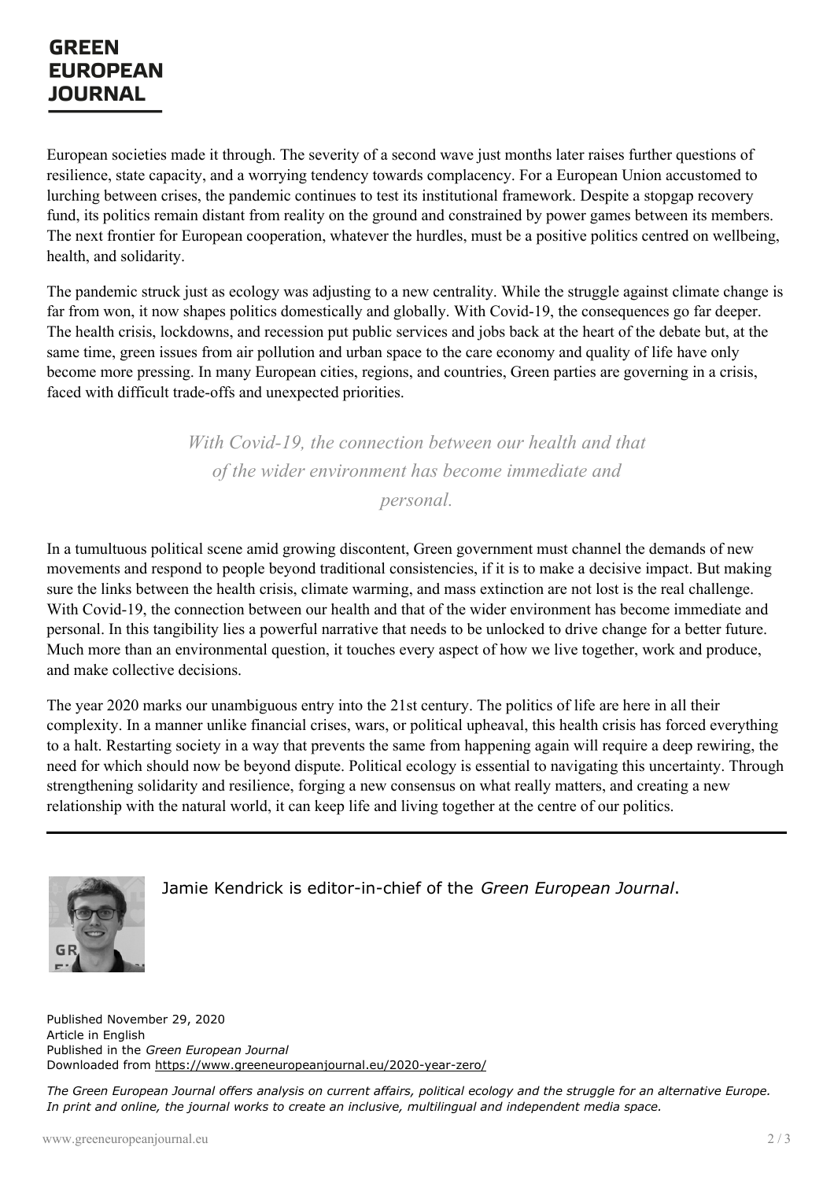European societies made it through. The severity of a second wave just months later raises further questions of resilience, state capacity, and a worrying tendency towards complacency. For a European Union accustomed to lurching between crises, the pandemic continues to test its institutional framework. Despite a stopgap recovery fund, its politics remain distant from reality on the ground and constrained by power games between its members. The next frontier for European cooperation, whatever the hurdles, must be a positive politics centred on wellbeing, health, and solidarity.

The pandemic struck just as ecology was adjusting to a new centrality. While the struggle against climate change is far from won, it now shapes politics domestically and globally. With Covid-19, the consequences go far deeper. The health crisis, lockdowns, and recession put public services and jobs back at the heart of the debate but, at the same time, green issues from air pollution and urban space to the care economy and quality of life have only become more pressing. In many European cities, regions, and countries, Green parties are governing in a crisis, faced with difficult trade-offs and unexpected priorities.

> *With Covid-19, the connection between our health and that of the wider environment has become immediate and personal.*

In a tumultuous political scene amid growing discontent, Green government must channel the demands of new movements and respond to people beyond traditional consistencies, if it is to make a decisive impact. But making sure the links between the health crisis, climate warming, and mass extinction are not lost is the real challenge. With Covid-19, the connection between our health and that of the wider environment has become immediate and personal. In this tangibility lies a powerful narrative that needs to be unlocked to drive change for a better future. Much more than an environmental question, it touches every aspect of how we live together, work and produce, and make collective decisions.

The year 2020 marks our unambiguous entry into the 21st century. The politics of life are here in all their complexity. In a manner unlike financial crises, wars, or political upheaval, this health crisis has forced everything to a halt. Restarting society in a way that prevents the same from happening again will require a deep rewiring, the need for which should now be beyond dispute. Political ecology is essential to navigating this uncertainty. Through strengthening solidarity and resilience, forging a new consensus on what really matters, and creating a new relationship with the natural world, it can keep life and living together at the centre of our politics.

---

Jamie Kendrick is editor-in-chief of the *Green European Journal*.

Published November 29, 2020
Article in English
Published in the *Green European Journal*
Downloaded from https://www.greeneuropeanjournal.eu/2020-year-zero/

*The Green European Journal offers analysis on current affairs, political ecology and the struggle for an alternative Europe. In print and online, the journal works to create an inclusive, multilingual and independent media space.*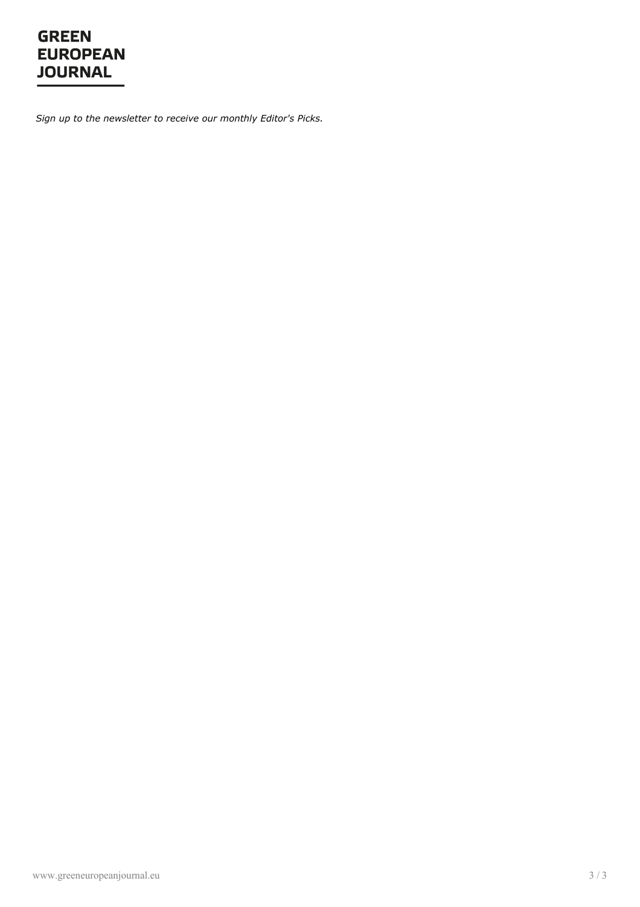*Sign up to the newsletter to receive our monthly Editor's Picks.*